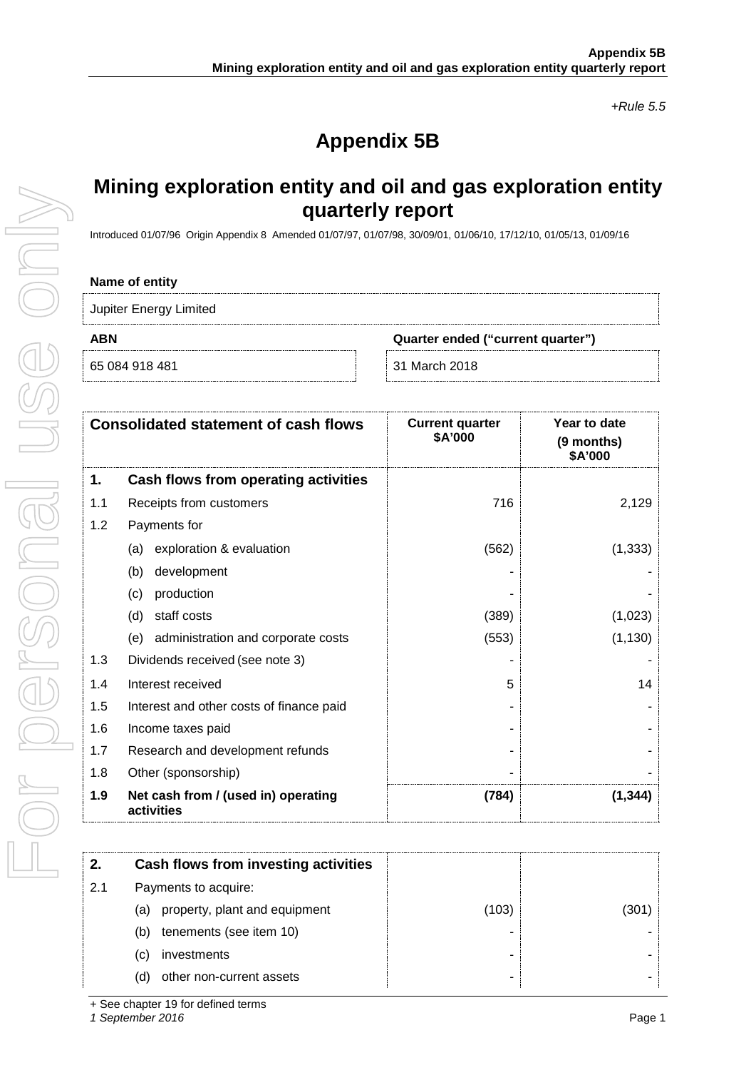*+Rule 5.5*

# Appendix 5B

## Mining exploration entity and oil and gas exploration entity quarterly report

Introduced 01/07/96 Origin Appendix 8 Amended 01/07/97, 01/07/98, 30/09/01, 01/06/10, 17/12/10, 01/05/13, 01/09/16

**Name of entity**

Jupiter Energy Limited

| ABN | Quarter ended ("current quarter") |
|---|---|
| 65 084 918 481 | 31 March 2018 |

| | Consolidated statement of cash flows | Current quarter $A'000 | Year to date (9 months) $A'000 |
|---|---|---|---|
| **1.** | **Cash flows from operating activities** | | |
| 1.1 | Receipts from customers | 716 | 2,129 |
| 1.2 | Payments for | | |
| | (a) exploration & evaluation | (562) | (1,333) |
| | (b) development | - | - |
| | (c) production | - | - |
| | (d) staff costs | (389) | (1,023) |
| | (e) administration and corporate costs | (553) | (1,130) |
| 1.3 | Dividends received (see note 3) | - | - |
| 1.4 | Interest received | 5 | 14 |
| 1.5 | Interest and other costs of finance paid | - | - |
| 1.6 | Income taxes paid | - | - |
| 1.7 | Research and development refunds | - | - |
| 1.8 | Other (sponsorship) | - | - |
| **1.9** | **Net cash from / (used in) operating activities** | **(784)** | **(1,344)** |
| **2.** | **Cash flows from investing activities** | | |
| 2.1 | Payments to acquire: | | |
| | (a) property, plant and equipment | (103) | (301) |
| | (b) tenements (see item 10) | - | - |
| | (c) investments | - | - |
| | (d) other non-current assets | - | - |

+ See chapter 19 for defined terms

*1 September 2016*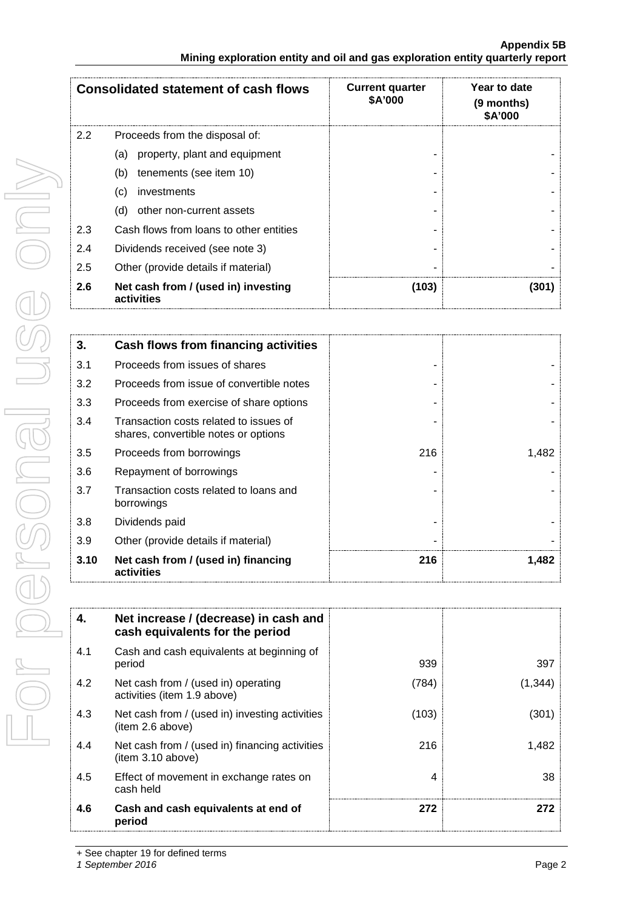| Consolidated statement of cash flows | | Current quarter $A'000 | Year to date (9 months) $A'000 |
|---|---|---|---|
| 2.2 | Proceeds from the disposal of: | | |
| | (a) property, plant and equipment | - | - |
| | (b) tenements (see item 10) | - | - |
| | (c) investments | - | - |
| | (d) other non-current assets | - | - |
| 2.3 | Cash flows from loans to other entities | - | - |
| 2.4 | Dividends received (see note 3) | - | - |
| 2.5 | Other (provide details if material) | - | - |
| **2.6** | **Net cash from / (used in) investing activities** | **(103)** | **(301)** |

| **3.** | **Cash flows from financing activities** | | |
|---|---|---|---|
| 3.1 | Proceeds from issues of shares | - | - |
| 3.2 | Proceeds from issue of convertible notes | - | - |
| 3.3 | Proceeds from exercise of share options | - | - |
| 3.4 | Transaction costs related to issues of shares, convertible notes or options | - | - |
| 3.5 | Proceeds from borrowings | 216 | 1,482 |
| 3.6 | Repayment of borrowings | - | - |
| 3.7 | Transaction costs related to loans and borrowings | - | - |
| 3.8 | Dividends paid | - | - |
| 3.9 | Other (provide details if material) | - | - |
| **3.10** | **Net cash from / (used in) financing activities** | **216** | **1,482** |

| **4.** | **Net increase / (decrease) in cash and cash equivalents for the period** | | |
|---|---|---|---|
| 4.1 | Cash and cash equivalents at beginning of period | 939 | 397 |
| 4.2 | Net cash from / (used in) operating activities (item 1.9 above) | (784) | (1,344) |
| 4.3 | Net cash from / (used in) investing activities (item 2.6 above) | (103) | (301) |
| 4.4 | Net cash from / (used in) financing activities (item 3.10 above) | 216 | 1,482 |
| 4.5 | Effect of movement in exchange rates on cash held | 4 | 38 |
| **4.6** | **Cash and cash equivalents at end of period** | **272** | **272** |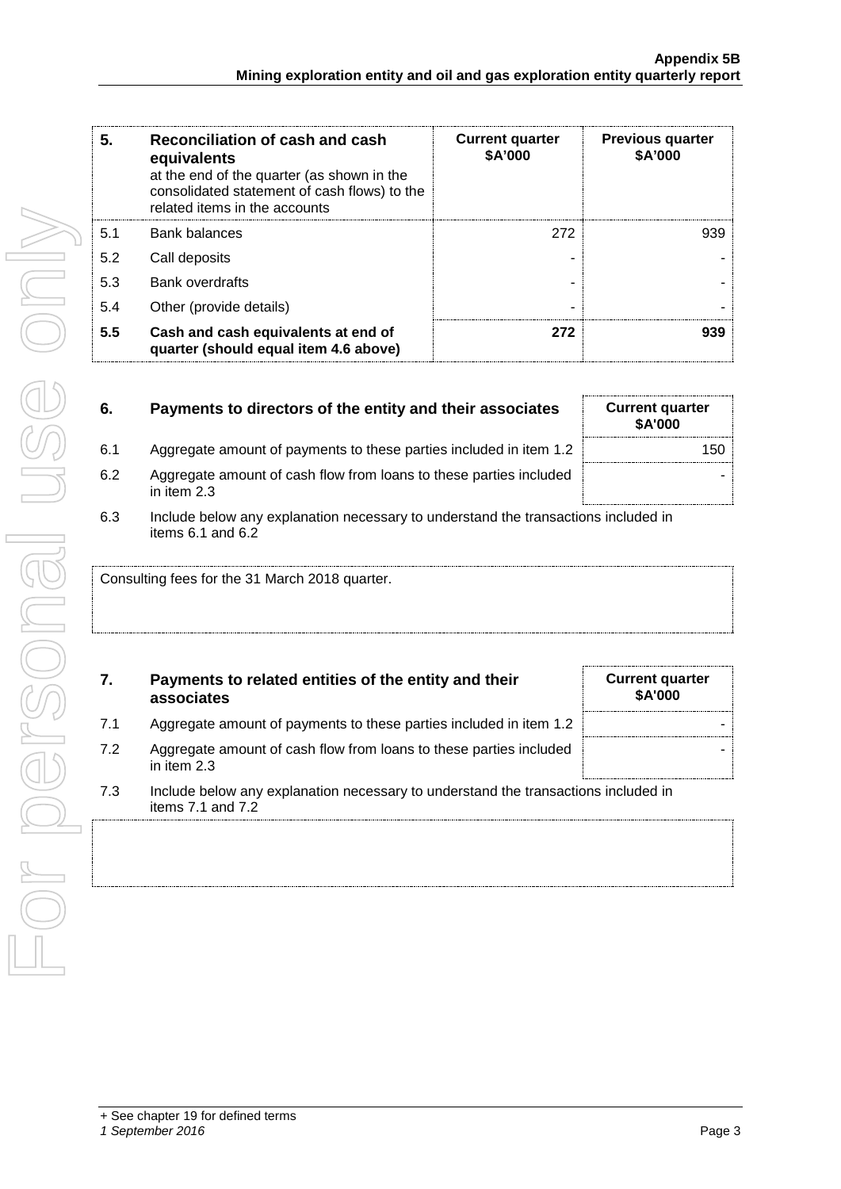| 5. | Reconciliation of cash and cash equivalents at the end of the quarter (as shown in the consolidated statement of cash flows) to the related items in the accounts | Current quarter $A'000 | Previous quarter $A'000 |
|---|---|---|---|
| 5.1 | Bank balances | 272 | 939 |
| 5.2 | Call deposits | - | - |
| 5.3 | Bank overdrafts | - | - |
| 5.4 | Other (provide details) | - | - |
| **5.5** | **Cash and cash equivalents at end of quarter (should equal item 4.6 above)** | **272** | **939** |

| 6. | Payments to directors of the entity and their associates | Current quarter $A'000 |
|---|---|---|
| 6.1 | Aggregate amount of payments to these parties included in item 1.2 | 150 |
| 6.2 | Aggregate amount of cash flow from loans to these parties included in item 2.3 | - |

6.3 Include below any explanation necessary to understand the transactions included in items 6.1 and 6.2

Consulting fees for the 31 March 2018 quarter.

| 7. | Payments to related entities of the entity and their associates | Current quarter $A'000 |
|---|---|---|
| 7.1 | Aggregate amount of payments to these parties included in item 1.2 | - |
| 7.2 | Aggregate amount of cash flow from loans to these parties included in item 2.3 | - |

7.3 Include below any explanation necessary to understand the transactions included in items 7.1 and 7.2

+ See chapter 19 for defined terms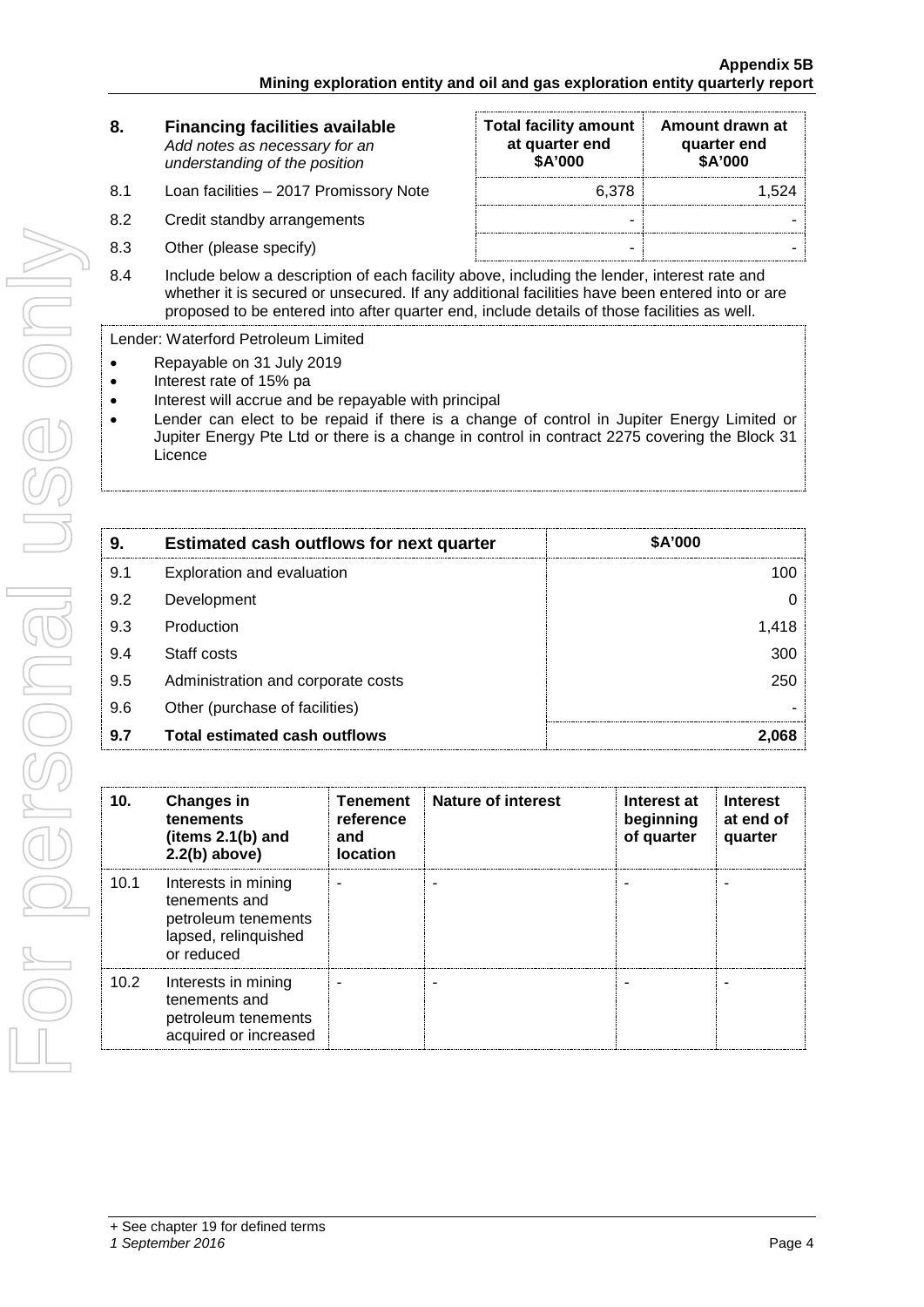| 8. | Financing facilities available *Add notes as necessary for an understanding of the position* | Total facility amount at quarter end \$A'000 | Amount drawn at quarter end \$A'000 |
|---|---|---|---|
| 8.1 | Loan facilities – 2017 Promissory Note | 6,378 | 1,524 |
| 8.2 | Credit standby arrangements | - | - |
| 8.3 | Other (please specify) | - | - |

8.4 Include below a description of each facility above, including the lender, interest rate and whether it is secured or unsecured. If any additional facilities have been entered into or are proposed to be entered into after quarter end, include details of those facilities as well.

Lender: Waterford Petroleum Limited

- Repayable on 31 July 2019
- Interest rate of 15% pa
- Interest will accrue and be repayable with principal
- Lender can elect to be repaid if there is a change of control in Jupiter Energy Limited or Jupiter Energy Pte Ltd or there is a change in control in contract 2275 covering the Block 31 Licence

| 9. | Estimated cash outflows for next quarter | \$A'000 |
|---|---|---|
| 9.1 | Exploration and evaluation | 100 |
| 9.2 | Development | 0 |
| 9.3 | Production | 1,418 |
| 9.4 | Staff costs | 300 |
| 9.5 | Administration and corporate costs | 250 |
| 9.6 | Other (purchase of facilities) | - |
| **9.7** | **Total estimated cash outflows** | **2,068** |

| 10. | Changes in tenements (items 2.1(b) and 2.2(b) above) | Tenement reference and location | Nature of interest | Interest at beginning of quarter | Interest at end of quarter |
|---|---|---|---|---|---|
| 10.1 | Interests in mining tenements and petroleum tenements lapsed, relinquished or reduced | - | - | - | - |
| 10.2 | Interests in mining tenements and petroleum tenements acquired or increased | - | - | - | - |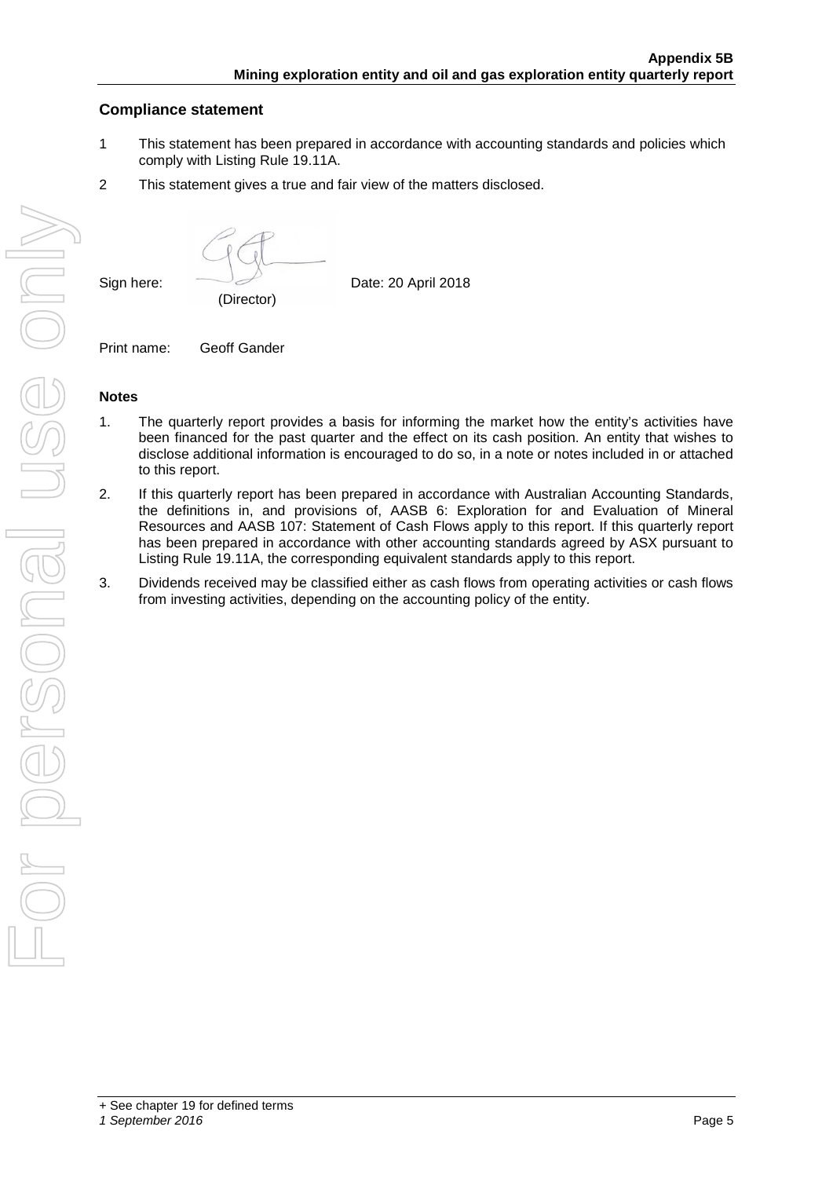## Compliance statement

1 This statement has been prepared in accordance with accounting standards and policies which comply with Listing Rule 19.11A.

2 This statement gives a true and fair view of the matters disclosed.

Sign here: (Director) Date: 20 April 2018

Print name: Geoff Gander

### Notes

1. The quarterly report provides a basis for informing the market how the entity's activities have been financed for the past quarter and the effect on its cash position. An entity that wishes to disclose additional information is encouraged to do so, in a note or notes included in or attached to this report.

2. If this quarterly report has been prepared in accordance with Australian Accounting Standards, the definitions in, and provisions of, AASB 6: Exploration for and Evaluation of Mineral Resources and AASB 107: Statement of Cash Flows apply to this report. If this quarterly report has been prepared in accordance with other accounting standards agreed by ASX pursuant to Listing Rule 19.11A, the corresponding equivalent standards apply to this report.

3. Dividends received may be classified either as cash flows from operating activities or cash flows from investing activities, depending on the accounting policy of the entity.